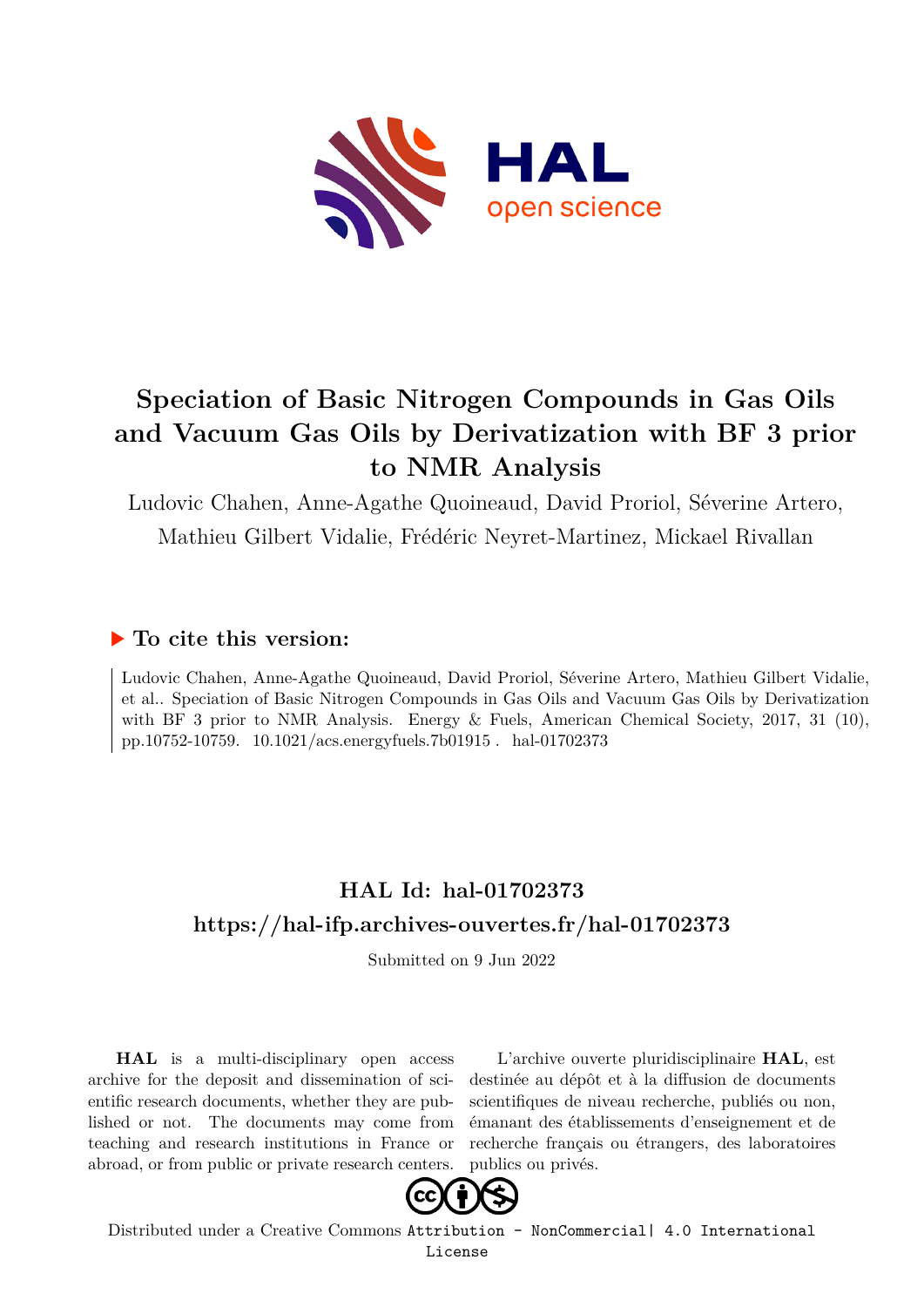# Speciation of Basic Nitrogen Compounds in Gas Oils and Vacuum Gas Oils by Derivatization with BF 3 prior to NMR Analysis

Ludovic Chahen, Anne-Agathe Quoineaud, David Proriol, Séverine Artero, Mathieu Gilbert Vidalie, Frédéric Neyret-Martinez, Mickael Rivallan

## ▶ To cite this version:

Ludovic Chahen, Anne-Agathe Quoineaud, David Proriol, Séverine Artero, Mathieu Gilbert Vidalie, et al.. Speciation of Basic Nitrogen Compounds in Gas Oils and Vacuum Gas Oils by Derivatization with BF 3 prior to NMR Analysis. Energy & Fuels, American Chemical Society, 2017, 31 (10), pp.10752-10759. 10.1021/acs.energyfuels.7b01915 . hal-01702373

## HAL Id: hal-01702373

## https://hal-ifp.archives-ouvertes.fr/hal-01702373

Submitted on 9 Jun 2022

**HAL** is a multi-disciplinary open access archive for the deposit and dissemination of scientific research documents, whether they are published or not. The documents may come from teaching and research institutions in France or abroad, or from public or private research centers.

L'archive ouverte pluridisciplinaire **HAL**, est destinée au dépôt et à la diffusion de documents scientifiques de niveau recherche, publiés ou non, émanant des établissements d'enseignement et de recherche français ou étrangers, des laboratoires publics ou privés.

Distributed under a Creative Commons Attribution - NonCommercial| 4.0 International License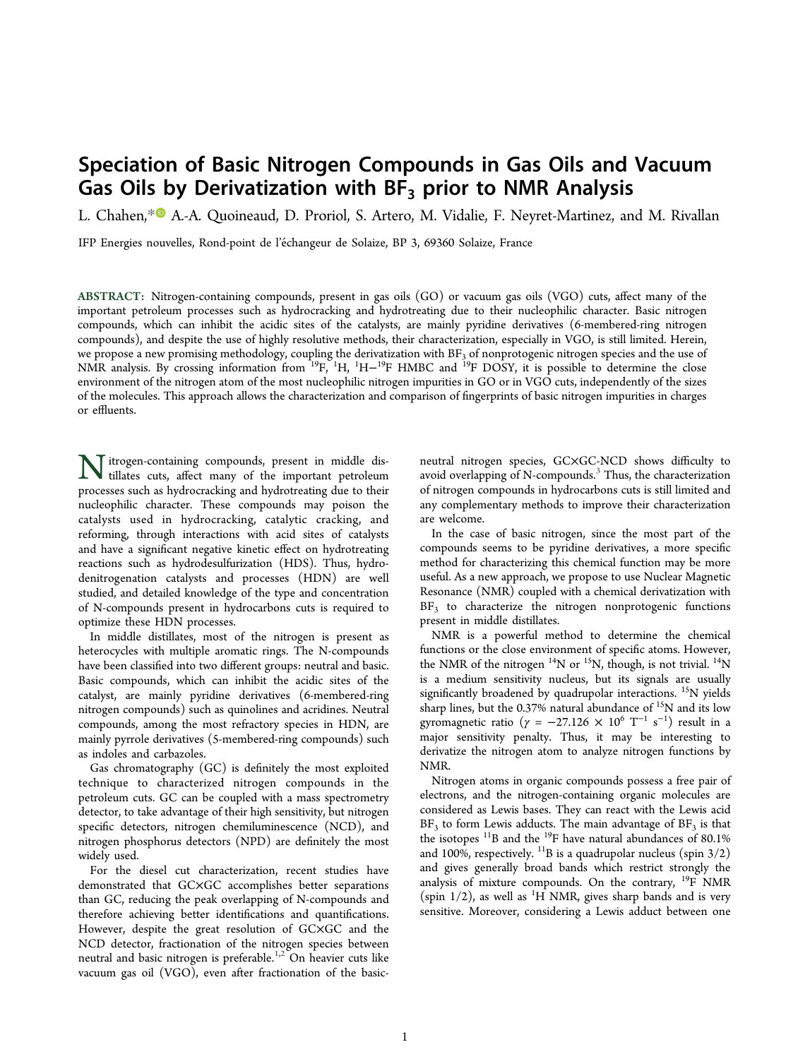# Speciation of Basic Nitrogen Compounds in Gas Oils and Vacuum Gas Oils by Derivatization with $BF_3$ prior to NMR Analysis

L. Chahen,* A.-A. Quoineaud, D. Proriol, S. Artero, M. Vidalie, F. Neyret-Martinez, and M. Rivallan

IFP Energies nouvelles, Rond-point de l'échangeur de Solaize, BP 3, 69360 Solaize, France

**ABSTRACT:** Nitrogen-containing compounds, present in gas oils (GO) or vacuum gas oils (VGO) cuts, affect many of the important petroleum processes such as hydrocracking and hydrotreating due to their nucleophilic character. Basic nitrogen compounds, which can inhibit the acidic sites of the catalysts, are mainly pyridine derivatives (6-membered-ring nitrogen compounds), and despite the use of highly resolutive methods, their characterization, especially in VGO, is still limited. Herein, we propose a new promising methodology, coupling the derivatization with $BF_3$ of nonprotogenic nitrogen species and the use of NMR analysis. By crossing information from $^{19}F$, $^{1}H$, $^{1}H-^{19}F$ HMBC and $^{19}F$ DOSY, it is possible to determine the close environment of the nitrogen atom of the most nucleophilic nitrogen impurities in GO or in VGO cuts, independently of the sizes of the molecules. This approach allows the characterization and comparison of fingerprints of basic nitrogen impurities in charges or effluents.

Nitrogen-containing compounds, present in middle distillates cuts, affect many of the important petroleum processes such as hydrocracking and hydrotreating due to their nucleophilic character. These compounds may poison the catalysts used in hydrocracking, catalytic cracking, and reforming, through interactions with acid sites of catalysts and have a significant negative kinetic effect on hydrotreating reactions such as hydrodesulfurization (HDS). Thus, hydrodenitrogenation catalysts and processes (HDN) are well studied, and detailed knowledge of the type and concentration of N-compounds present in hydrocarbons cuts is required to optimize these HDN processes.

In middle distillates, most of the nitrogen is present as heterocycles with multiple aromatic rings. The N-compounds have been classified into two different groups: neutral and basic. Basic compounds, which can inhibit the acidic sites of the catalyst, are mainly pyridine derivatives (6-membered-ring nitrogen compounds) such as quinolines and acridines. Neutral compounds, among the most refractory species in HDN, are mainly pyrrole derivatives (5-membered-ring compounds) such as indoles and carbazoles.

Gas chromatography (GC) is definitely the most exploited technique to characterized nitrogen compounds in the petroleum cuts. GC can be coupled with a mass spectrometry detector, to take advantage of their high sensitivity, but nitrogen specific detectors, nitrogen chemiluminescence (NCD), and nitrogen phosphorus detectors (NPD) are definitely the most widely used.

For the diesel cut characterization, recent studies have demonstrated that GC×GC accomplishes better separations than GC, reducing the peak overlapping of N-compounds and therefore achieving better identifications and quantifications. However, despite the great resolution of GC×GC and the NCD detector, fractionation of the nitrogen species between neutral and basic nitrogen is preferable.[1,2] On heavier cuts like vacuum gas oil (VGO), even after fractionation of the basic-neutral nitrogen species, GC×GC-NCD shows difficulty to avoid overlapping of N-compounds.[3] Thus, the characterization of nitrogen compounds in hydrocarbons cuts is still limited and any complementary methods to improve their characterization are welcome.

In the case of basic nitrogen, since the most part of the compounds seems to be pyridine derivatives, a more specific method for characterizing this chemical function may be more useful. As a new approach, we propose to use Nuclear Magnetic Resonance (NMR) coupled with a chemical derivatization with $BF_3$ to characterize the nitrogen nonprotogenic functions present in middle distillates.

NMR is a powerful method to determine the chemical functions or the close environment of specific atoms. However, the NMR of the nitrogen $^{14}N$ or $^{15}N$, though, is not trivial. $^{14}N$ is a medium sensitivity nucleus, but its signals are usually significantly broadened by quadrupolar interactions. $^{15}N$ yields sharp lines, but the 0.37% natural abundance of $^{15}N$ and its low gyromagnetic ratio ($\gamma = -27.126 \times 10^{6}$ $T^{-1}$ $s^{-1}$) result in a major sensitivity penalty. Thus, it may be interesting to derivatize the nitrogen atom to analyze nitrogen functions by NMR.

Nitrogen atoms in organic compounds possess a free pair of electrons, and the nitrogen-containing organic molecules are considered as Lewis bases. They can react with the Lewis acid $BF_3$ to form Lewis adducts. The main advantage of $BF_3$ is that the isotopes $^{11}B$ and the $^{19}F$ have natural abundances of 80.1% and 100%, respectively. $^{11}B$ is a quadrupolar nucleus (spin 3/2) and gives generally broad bands which restrict strongly the analysis of mixture compounds. On the contrary, $^{19}F$ NMR (spin 1/2), as well as $^{1}H$ NMR, gives sharp bands and is very sensitive. Moreover, considering a Lewis adduct between one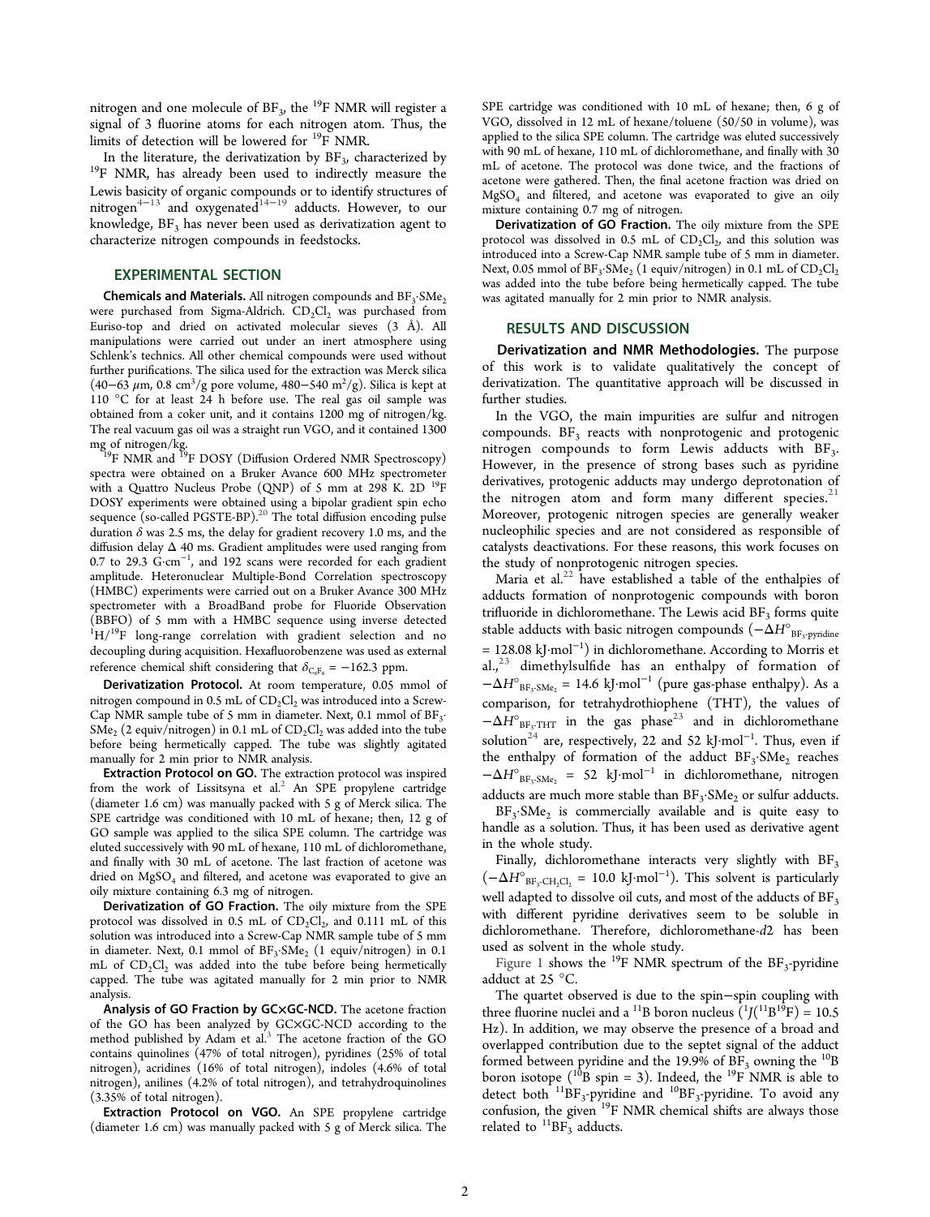nitrogen and one molecule of $BF_3$, the $^{19}F$ NMR will register a signal of 3 fluorine atoms for each nitrogen atom. Thus, the limits of detection will be lowered for $^{19}F$ NMR.

In the literature, the derivatization by $BF_3$, characterized by $^{19}F$ NMR, has already been used to indirectly measure the Lewis basicity of organic compounds or to identify structures of nitrogen[4−13] and oxygenated[14−19] adducts. However, to our knowledge, $BF_3$ has never been used as derivatization agent to characterize nitrogen compounds in feedstocks.

## EXPERIMENTAL SECTION

**Chemicals and Materials.** All nitrogen compounds and $BF_3{\cdot}SMe_2$ were purchased from Sigma-Aldrich. $CD_2Cl_2$ was purchased from Euriso-top and dried on activated molecular sieves (3 Å). All manipulations were carried out under an inert atmosphere using Schlenk's technics. All other chemical compounds were used without further purifications. The silica used for the extraction was Merck silica (40−63 $\mu$m, 0.8 $cm^3$/g pore volume, 480−540 $m^2$/g). Silica is kept at 110 °C for at least 24 h before use. The real gas oil sample was obtained from a coker unit, and it contains 1200 mg of nitrogen/kg. The real vacuum gas oil was a straight run VGO, and it contained 1300 mg of nitrogen/kg.

$^{19}F$ NMR and $^{19}F$ DOSY (Diffusion Ordered NMR Spectroscopy) spectra were obtained on a Bruker Avance 600 MHz spectrometer with a Quattro Nucleus Probe (QNP) of 5 mm at 298 K. 2D $^{19}F$ DOSY experiments were obtained using a bipolar gradient spin echo sequence (so-called PGSTE-BP).[20] The total diffusion encoding pulse duration $\delta$ was 2.5 ms, the delay for gradient recovery 1.0 ms, and the diffusion delay $\Delta$ 40 ms. Gradient amplitudes were used ranging from 0.7 to 29.3 $G{\cdot}cm^{-1}$, and 192 scans were recorded for each gradient amplitude. Heteronuclear Multiple-Bond Correlation spectroscopy (HMBC) experiments were carried out on a Bruker Avance 300 MHz spectrometer with a BroadBand probe for Fluoride Observation (BBFO) of 5 mm with a HMBC sequence using inverse detected $^1H/^{19}F$ long-range correlation with gradient selection and no decoupling during acquisition. Hexafluorobenzene was used as external reference chemical shift considering that $\delta_{C_6F_6} = -162.3$ ppm.

**Derivatization Protocol.** At room temperature, 0.05 mmol of nitrogen compound in 0.5 mL of $CD_2Cl_2$ was introduced into a Screw-Cap NMR sample tube of 5 mm in diameter. Next, 0.1 mmol of $BF_3{\cdot}SMe_2$ (2 equiv/nitrogen) in 0.1 mL of $CD_2Cl_2$ was added into the tube before being hermetically capped. The tube was slightly agitated manually for 2 min prior to NMR analysis.

**Extraction Protocol on GO.** The extraction protocol was inspired from the work of Lissitsyna et al.[2] An SPE propylene cartridge (diameter 1.6 cm) was manually packed with 5 g of Merck silica. The SPE cartridge was conditioned with 10 mL of hexane; then, 12 g of GO sample was applied to the silica SPE column. The cartridge was eluted successively with 90 mL of hexane, 110 mL of dichloromethane, and finally with 30 mL of acetone. The last fraction of acetone was dried on $MgSO_4$ and filtered, and acetone was evaporated to give an oily mixture containing 6.3 mg of nitrogen.

**Derivatization of GO Fraction.** The oily mixture from the SPE protocol was dissolved in 0.5 mL of $CD_2Cl_2$, and 0.111 mL of this solution was introduced into a Screw-Cap NMR sample tube of 5 mm in diameter. Next, 0.1 mmol of $BF_3{\cdot}SMe_2$ (1 equiv/nitrogen) in 0.1 mL of $CD_2Cl_2$ was added into the tube before being hermetically capped. The tube was agitated manually for 2 min prior to NMR analysis.

**Analysis of GO Fraction by GC×GC-NCD.** The acetone fraction of the GO has been analyzed by GC×GC-NCD according to the method published by Adam et al.[3] The acetone fraction of the GO contains quinolines (47% of total nitrogen), pyridines (25% of total nitrogen), acridines (16% of total nitrogen), indoles (4.6% of total nitrogen), anilines (4.2% of total nitrogen), and tetrahydroquinolines (3.35% of total nitrogen).

**Extraction Protocol on VGO.** An SPE propylene cartridge (diameter 1.6 cm) was manually packed with 5 g of Merck silica. The SPE cartridge was conditioned with 10 mL of hexane; then, 6 g of VGO, dissolved in 12 mL of hexane/toluene (50/50 in volume), was applied to the silica SPE column. The cartridge was eluted successively with 90 mL of hexane, 110 mL of dichloromethane, and finally with 30 mL of acetone. The protocol was done twice, and the fractions of acetone were gathered. Then, the final acetone fraction was dried on $MgSO_4$ and filtered, and acetone was evaporated to give an oily mixture containing 0.7 mg of nitrogen.

**Derivatization of GO Fraction.** The oily mixture from the SPE protocol was dissolved in 0.5 mL of $CD_2Cl_2$, and this solution was introduced into a Screw-Cap NMR sample tube of 5 mm in diameter. Next, 0.05 mmol of $BF_3{\cdot}SMe_2$ (1 equiv/nitrogen) in 0.1 mL of $CD_2Cl_2$ was added into the tube before being hermetically capped. The tube was agitated manually for 2 min prior to NMR analysis.

## RESULTS AND DISCUSSION

**Derivatization and NMR Methodologies.** The purpose of this work is to validate qualitatively the concept of derivatization. The quantitative approach will be discussed in further studies.

In the VGO, the main impurities are sulfur and nitrogen compounds. $BF_3$ reacts with nonprotogenic and protogenic nitrogen compounds to form Lewis adducts with $BF_3$. However, in the presence of strong bases such as pyridine derivatives, protogenic adducts may undergo deprotonation of the nitrogen atom and form many different species.[21] Moreover, protogenic nitrogen species are generally weaker nucleophilic species and are not considered as responsible of catalysts deactivations. For these reasons, this work focuses on the study of nonprotogenic nitrogen species.

Maria et al.[22] have established a table of the enthalpies of adducts formation of nonprotogenic compounds with boron trifluoride in dichloromethane. The Lewis acid $BF_3$ forms quite stable adducts with basic nitrogen compounds ($-\Delta H^\circ_{BF_3\text{-pyridine}} = 128.08$ $kJ{\cdot}mol^{-1}$) in dichloromethane. According to Morris et al.,[23] dimethylsulfide has an enthalpy of formation of $-\Delta H^\circ_{BF_3\text{-}SMe_2} = 14.6$ $kJ{\cdot}mol^{-1}$ (pure gas-phase enthalpy). As a comparison, for tetrahydrothiophene (THT), the values of $-\Delta H^\circ_{BF_3\text{-THT}}$ in the gas phase[23] and in dichloromethane solution[24] are, respectively, 22 and 52 $kJ{\cdot}mol^{-1}$. Thus, even if the enthalpy of formation of the adduct $BF_3{\cdot}SMe_2$ reaches $-\Delta H^\circ_{BF_3\text{-}SMe_2} = 52$ $kJ{\cdot}mol^{-1}$ in dichloromethane, nitrogen adducts are much more stable than $BF_3{\cdot}SMe_2$ or sulfur adducts.

$BF_3{\cdot}SMe_2$ is commercially available and is quite easy to handle as a solution. Thus, it has been used as derivative agent in the whole study.

Finally, dichloromethane interacts very slightly with $BF_3$ ($-\Delta H^\circ_{BF_3\text{-}CH_2Cl_2} = 10.0$ $kJ{\cdot}mol^{-1}$). This solvent is particularly well adapted to dissolve oil cuts, and most of the adducts of $BF_3$ with different pyridine derivatives seem to be soluble in dichloromethane. Therefore, dichloromethane-*d*2 has been used as solvent in the whole study.

Figure 1 shows the $^{19}F$ NMR spectrum of the $BF_3$-pyridine adduct at 25 °C.

The quartet observed is due to the spin−spin coupling with three fluorine nuclei and a $^{11}B$ boron nucleus ($^1J(^{11}B^{19}F) = 10.5$ Hz). In addition, we may observe the presence of a broad and overlapped contribution due to the septet signal of the adduct formed between pyridine and the 19.9% of $BF_3$ owning the $^{10}B$ boron isotope ($^{10}B$ spin = 3). Indeed, the $^{19}F$ NMR is able to detect both $^{11}BF_3$-pyridine and $^{10}BF_3$-pyridine. To avoid any confusion, the given $^{19}F$ NMR chemical shifts are always those related to $^{11}BF_3$ adducts.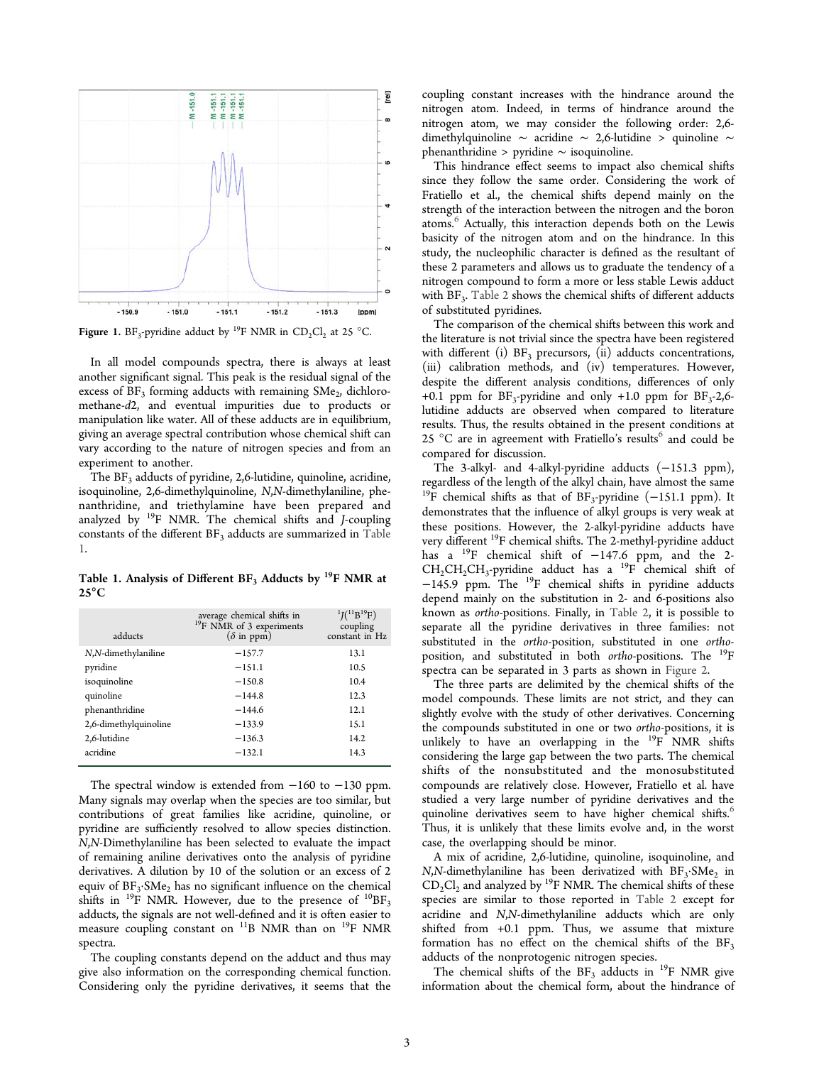Figure 1. $BF_3$-pyridine adduct by $^{19}F$ NMR in $CD_2Cl_2$ at 25 °C.

In all model compounds spectra, there is always at least another significant signal. This peak is the residual signal of the excess of $BF_3$ forming adducts with remaining $SMe_2$, dichloromethane-*d*2, and eventual impurities due to products or manipulation like water. All of these adducts are in equilibrium, giving an average spectral contribution whose chemical shift can vary according to the nature of nitrogen species and from an experiment to another.

The $BF_3$ adducts of pyridine, 2,6-lutidine, quinoline, acridine, isoquinoline, 2,6-dimethylquinoline, *N*,*N*-dimethylaniline, phenanthridine, and triethylamine have been prepared and analyzed by $^{19}F$ NMR. The chemical shifts and *J*-coupling constants of the different $BF_3$ adducts are summarized in Table 1.

**Table 1. Analysis of Different $BF_3$ Adducts by $^{19}F$ NMR at 25°C**

| adducts | average chemical shifts in $^{19}F$ NMR of 3 experiments ($\delta$ in ppm) | $^1J(^{11}B^{19}F)$ coupling constant in Hz |
|---|---|---|
| *N*,*N*-dimethylaniline | −157.7 | 13.1 |
| pyridine | −151.1 | 10.5 |
| isoquinoline | −150.8 | 10.4 |
| quinoline | −144.8 | 12.3 |
| phenanthridine | −144.6 | 12.1 |
| 2,6-dimethylquinoline | −133.9 | 15.1 |
| 2,6-lutidine | −136.3 | 14.2 |
| acridine | −132.1 | 14.3 |

The spectral window is extended from −160 to −130 ppm. Many signals may overlap when the species are too similar, but contributions of great families like acridine, quinoline, or pyridine are sufficiently resolved to allow species distinction. *N*,*N*-Dimethylaniline has been selected to evaluate the impact of remaining aniline derivatives onto the analysis of pyridine derivatives. A dilution by 10 of the solution or an excess of 2 equiv of $BF_3{\cdot}SMe_2$ has no significant influence on the chemical shifts in $^{19}F$ NMR. However, due to the presence of $^{10}BF_3$ adducts, the signals are not well-defined and it is often easier to measure coupling constant on $^{11}B$ NMR than on $^{19}F$ NMR spectra.

The coupling constants depend on the adduct and thus may give also information on the corresponding chemical function. Considering only the pyridine derivatives, it seems that the coupling constant increases with the hindrance around the nitrogen atom. Indeed, in terms of hindrance around the nitrogen atom, we may consider the following order: 2,6-dimethylquinoline ∼ acridine ∼ 2,6-lutidine > quinoline ∼ phenanthridine > pyridine ∼ isoquinoline.

This hindrance effect seems to impact also chemical shifts since they follow the same order. Considering the work of Fratiello et al., the chemical shifts depend mainly on the strength of the interaction between the nitrogen and the boron atoms.[6] Actually, this interaction depends both on the Lewis basicity of the nitrogen atom and on the hindrance. In this study, the nucleophilic character is defined as the resultant of these 2 parameters and allows us to graduate the tendency of a nitrogen compound to form a more or less stable Lewis adduct with $BF_3$. Table 2 shows the chemical shifts of different adducts of substituted pyridines.

The comparison of the chemical shifts between this work and the literature is not trivial since the spectra have been registered with different (i) $BF_3$ precursors, (ii) adducts concentrations, (iii) calibration methods, and (iv) temperatures. However, despite the different analysis conditions, differences of only +0.1 ppm for $BF_3$-pyridine and only +1.0 ppm for $BF_3$-2,6-lutidine adducts are observed when compared to literature results. Thus, the results obtained in the present conditions at 25 °C are in agreement with Fratiello's results[6] and could be compared for discussion.

The 3-alkyl- and 4-alkyl-pyridine adducts (−151.3 ppm), regardless of the length of the alkyl chain, have almost the same $^{19}F$ chemical shifts as that of $BF_3$-pyridine (−151.1 ppm). It demonstrates that the influence of alkyl groups is very weak at these positions. However, the 2-alkyl-pyridine adducts have very different $^{19}F$ chemical shifts. The 2-methyl-pyridine adduct has a $^{19}F$ chemical shift of −147.6 ppm, and the 2-$CH_2CH_2CH_3$-pyridine adduct has a $^{19}F$ chemical shift of −145.9 ppm. The $^{19}F$ chemical shifts in pyridine adducts depend mainly on the substitution in 2- and 6-positions also known as *ortho*-positions. Finally, in Table 2, it is possible to separate all the pyridine derivatives in three families: not substituted in the *ortho*-position, substituted in one *ortho*-position, and substituted in both *ortho*-positions. The $^{19}F$ spectra can be separated in 3 parts as shown in Figure 2.

The three parts are delimited by the chemical shifts of the model compounds. These limits are not strict, and they can slightly evolve with the study of other derivatives. Concerning the compounds substituted in one or two *ortho*-positions, it is unlikely to have an overlapping in the $^{19}F$ NMR shifts considering the large gap between the two parts. The chemical shifts of the nonsubstituted and the monosubstituted compounds are relatively close. However, Fratiello et al. have studied a very large number of pyridine derivatives and the quinoline derivatives seem to have higher chemical shifts.[6] Thus, it is unlikely that these limits evolve and, in the worst case, the overlapping should be minor.

A mix of acridine, 2,6-lutidine, quinoline, isoquinoline, and *N*,*N*-dimethylaniline has been derivatized with $BF_3{\cdot}SMe_2$ in $CD_2Cl_2$ and analyzed by $^{19}F$ NMR. The chemical shifts of these species are similar to those reported in Table 2 except for acridine and *N*,*N*-dimethylaniline adducts which are only shifted from +0.1 ppm. Thus, we assume that mixture formation has no effect on the chemical shifts of the $BF_3$ adducts of the nonprotogenic nitrogen species.

The chemical shifts of the $BF_3$ adducts in $^{19}F$ NMR give information about the chemical form, about the hindrance of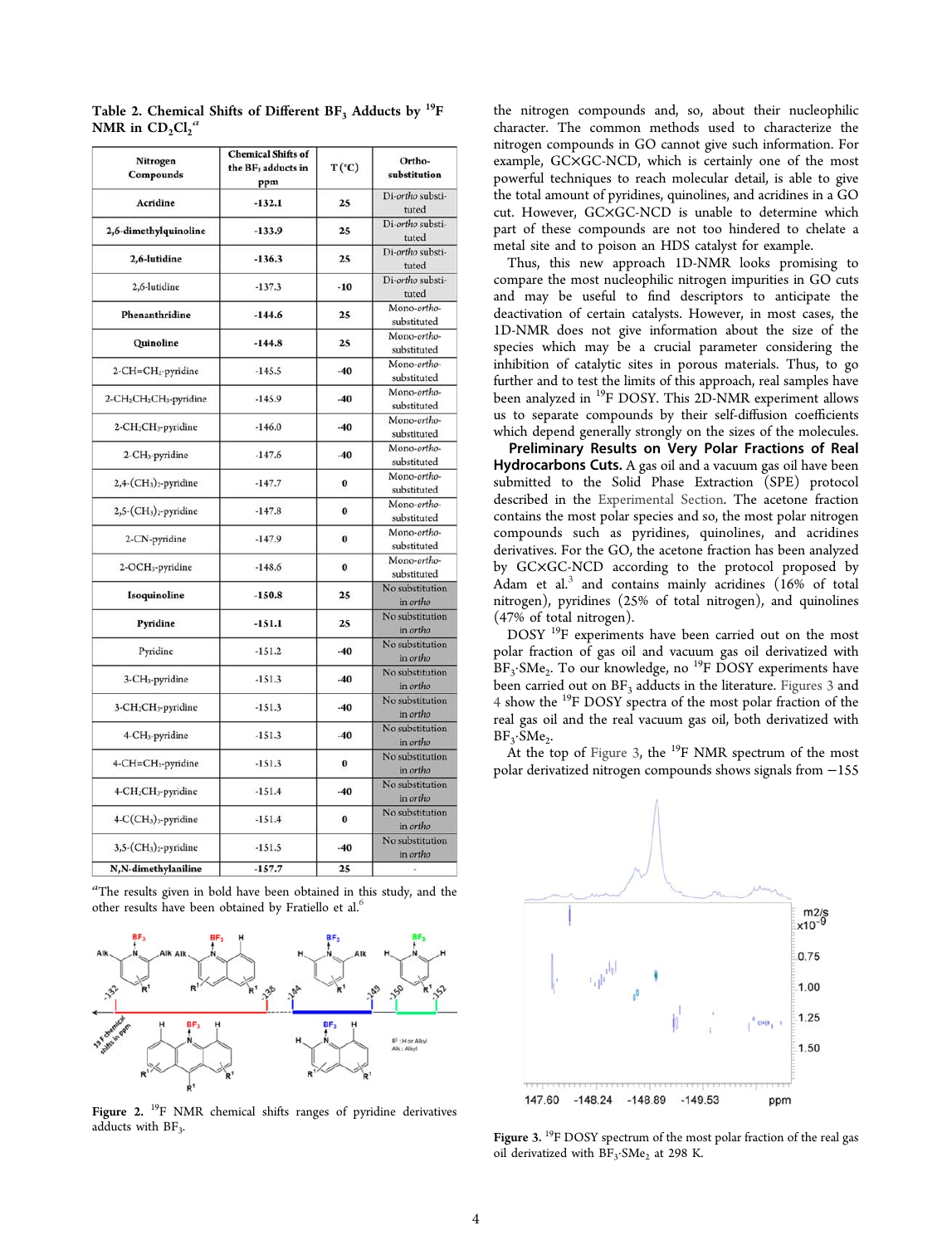**Table 2. Chemical Shifts of Different $BF_3$ Adducts by $^{19}F$ NMR in $CD_2Cl_2$**[a]

| Nitrogen Compounds | Chemical Shifts of the $BF_3$ adducts in ppm | T (°C) | Ortho-substitution |
|---|---|---|---|
| **Acridine** | **-132.1** | **25** | Di-*ortho* substituted |
| **2,6-dimethylquinoline** | **-133.9** | **25** | Di-*ortho* substituted |
| **2,6-lutidine** | **-136.3** | **25** | Di-*ortho* substituted |
| 2,6-lutidine | -137.3 | -10 | Di-*ortho* substituted |
| **Phenanthridine** | **-144.6** | **25** | Mono-*ortho*-substituted |
| **Quinoline** | **-144.8** | **25** | Mono-*ortho*-substituted |
| 2-CH=CH$_2$-pyridine | -145.5 | -40 | Mono-*ortho*-substituted |
| 2-CH$_2$CH$_2$CH$_3$-pyridine | -145.9 | -40 | Mono-*ortho*-substituted |
| 2-CH$_2$CH$_3$-pyridine | -146.0 | -40 | Mono-*ortho*-substituted |
| 2-CH$_3$-pyridine | -147.6 | -40 | Mono-*ortho*-substituted |
| 2,4-(CH$_3$)$_2$-pyridine | -147.7 | 0 | Mono-*ortho*-substituted |
| 2,5-(CH$_3$)$_2$-pyridine | -147.8 | 0 | Mono-*ortho*-substituted |
| 2-CN-pyridine | -147.9 | 0 | Mono-*ortho*-substituted |
| 2-OCH$_3$-pyridine | -148.6 | 0 | Mono-*ortho*-substituted |
| **Isoquinoline** | **-150.8** | **25** | No substitution in *ortho* |
| **Pyridine** | **-151.1** | **25** | No substitution in *ortho* |
| Pyridine | -151.2 | -40 | No substitution in *ortho* |
| 3-CH$_3$-pyridine | -151.3 | -40 | No substitution in *ortho* |
| 3-CH$_2$CH$_3$-pyridine | -151.3 | -40 | No substitution in *ortho* |
| 4-CH$_3$-pyridine | -151.3 | -40 | No substitution in *ortho* |
| 4-CH=CH$_2$-pyridine | -151.3 | 0 | No substitution in *ortho* |
| 4-CH$_2$CH$_3$-pyridine | -151.4 | -40 | No substitution in *ortho* |
| 4-C(CH$_3$)$_3$-pyridine | -151.4 | 0 | No substitution in *ortho* |
| 3,5-(CH$_3$)$_2$-pyridine | -151.5 | -40 | No substitution in *ortho* |
| **N,N-dimethylaniline** | **-157.7** | **25** | - |

[a]The results given in bold have been obtained in this study, and the other results have been obtained by Fratiello et al.[6]

Figure 2. $^{19}F$ NMR chemical shifts ranges of pyridine derivatives adducts with $BF_3$.

the nitrogen compounds and, so, about their nucleophilic character. The common methods used to characterize the nitrogen compounds in GO cannot give such information. For example, GC×GC-NCD, which is certainly one of the most powerful techniques to reach molecular detail, is able to give the total amount of pyridines, quinolines, and acridines in a GO cut. However, GC×GC-NCD is unable to determine which part of these compounds are not too hindered to chelate a metal site and to poison an HDS catalyst for example.

Thus, this new approach 1D-NMR looks promising to compare the most nucleophilic nitrogen impurities in GO cuts and may be useful to find descriptors to anticipate the deactivation of certain catalysts. However, in most cases, the 1D-NMR does not give information about the size of the species which may be a crucial parameter considering the inhibition of catalytic sites in porous materials. Thus, to go further and to test the limits of this approach, real samples have been analyzed in $^{19}F$ DOSY. This 2D-NMR experiment allows us to separate compounds by their self-diffusion coefficients which depend generally strongly on the sizes of the molecules.

**Preliminary Results on Very Polar Fractions of Real Hydrocarbons Cuts.** A gas oil and a vacuum gas oil have been submitted to the Solid Phase Extraction (SPE) protocol described in the Experimental Section. The acetone fraction contains the most polar species and so, the most polar nitrogen compounds such as pyridines, quinolines, and acridines derivatives. For the GO, the acetone fraction has been analyzed by GC×GC-NCD according to the protocol proposed by Adam et al.[3] and contains mainly acridines (16% of total nitrogen), pyridines (25% of total nitrogen), and quinolines (47% of total nitrogen).

DOSY $^{19}F$ experiments have been carried out on the most polar fraction of gas oil and vacuum gas oil derivatized with $BF_3{\cdot}SMe_2$. To our knowledge, no $^{19}F$ DOSY experiments have been carried out on $BF_3$ adducts in the literature. Figures 3 and 4 show the $^{19}F$ DOSY spectra of the most polar fraction of the real gas oil and the real vacuum gas oil, both derivatized with $BF_3{\cdot}SMe_2$.

At the top of Figure 3, the $^{19}F$ NMR spectrum of the most polar derivatized nitrogen compounds shows signals from −155

Figure 3. $^{19}F$ DOSY spectrum of the most polar fraction of the real gas oil derivatized with $BF_3{\cdot}SMe_2$ at 298 K.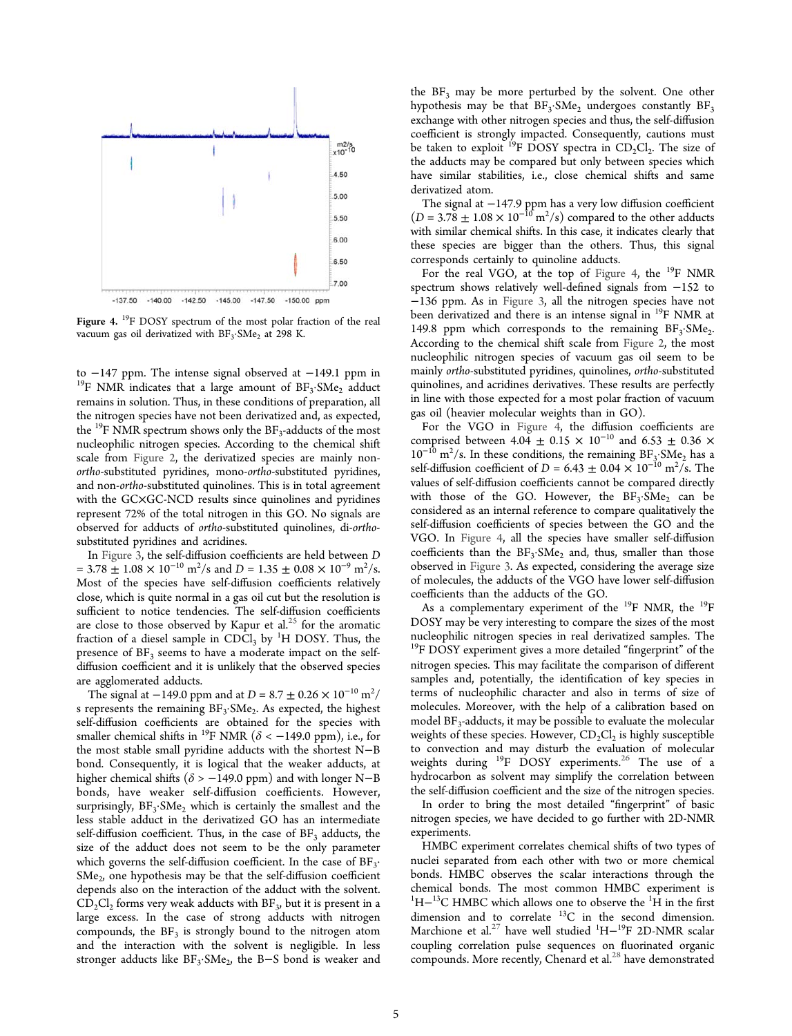Figure 4. $^{19}$F DOSY spectrum of the most polar fraction of the real vacuum gas oil derivatized with $BF_3{\cdot}SMe_2$ at 298 K.

to −147 ppm. The intense signal observed at −149.1 ppm in $^{19}$F NMR indicates that a large amount of $BF_3{\cdot}SMe_2$ adduct remains in solution. Thus, in these conditions of preparation, all the nitrogen species have not been derivatized and, as expected, the $^{19}$F NMR spectrum shows only the $BF_3$-adducts of the most nucleophilic nitrogen species. According to the chemical shift scale from Figure 2, the derivatized species are mainly non-*ortho*-substituted pyridines, mono-*ortho*-substituted pyridines, and non-*ortho*-substituted quinolines. This is in total agreement with the GC×GC-NCD results since quinolines and pyridines represent 72% of the total nitrogen in this GO. No signals are observed for adducts of *ortho*-substituted quinolines, di-*ortho*-substituted pyridines and acridines.

In Figure 3, the self-diffusion coefficients are held between $D = 3.78 \pm 1.08 \times 10^{-10}$ m$^2$/s and $D = 1.35 \pm 0.08 \times 10^{-9}$ m$^2$/s. Most of the species have self-diffusion coefficients relatively close, which is quite normal in a gas oil cut but the resolution is sufficient to notice tendencies. The self-diffusion coefficients are close to those observed by Kapur et al.[25] for the aromatic fraction of a diesel sample in $CDCl_3$ by $^1$H DOSY. Thus, the presence of $BF_3$ seems to have a moderate impact on the self-diffusion coefficient and it is unlikely that the observed species are agglomerated adducts.

The signal at −149.0 ppm and at $D = 8.7 \pm 0.26 \times 10^{-10}$ m$^2$/s represents the remaining $BF_3{\cdot}SMe_2$. As expected, the highest self-diffusion coefficients are obtained for the species with smaller chemical shifts in $^{19}$F NMR ($\delta < -149.0$ ppm), i.e., for the most stable small pyridine adducts with the shortest N−B bond. Consequently, it is logical that the weaker adducts, at higher chemical shifts ($\delta > -149.0$ ppm) and with longer N−B bonds, have weaker self-diffusion coefficients. However, surprisingly, $BF_3{\cdot}SMe_2$ which is certainly the smallest and the less stable adduct in the derivatized GO has an intermediate self-diffusion coefficient. Thus, in the case of $BF_3$ adducts, the size of the adduct does not seem to be the only parameter which governs the self-diffusion coefficient. In the case of $BF_3{\cdot}SMe_2$, one hypothesis may be that the self-diffusion coefficient depends also on the interaction of the adduct with the solvent. $CD_2Cl_2$ forms very weak adducts with $BF_3$, but it is present in a large excess. In the case of strong adducts with nitrogen compounds, the $BF_3$ is strongly bound to the nitrogen atom and the interaction with the solvent is negligible. In less stronger adducts like $BF_3{\cdot}SMe_2$, the B−S bond is weaker and the $BF_3$ may be more perturbed by the solvent. One other hypothesis may be that $BF_3{\cdot}SMe_2$ undergoes constantly $BF_3$ exchange with other nitrogen species and thus, the self-diffusion coefficient is strongly impacted. Consequently, cautions must be taken to exploit $^{19}$F DOSY spectra in $CD_2Cl_2$. The size of the adducts may be compared but only between species which have similar stabilities, i.e., close chemical shifts and same derivatized atom.

The signal at −147.9 ppm has a very low diffusion coefficient ($D = 3.78 \pm 1.08 \times 10^{-10}$ m$^2$/s) compared to the other adducts with similar chemical shifts. In this case, it indicates clearly that these species are bigger than the others. Thus, this signal corresponds certainly to quinoline adducts.

For the real VGO, at the top of Figure 4, the $^{19}$F NMR spectrum shows relatively well-defined signals from −152 to −136 ppm. As in Figure 3, all the nitrogen species have not been derivatized and there is an intense signal in $^{19}$F NMR at 149.8 ppm which corresponds to the remaining $BF_3{\cdot}SMe_2$. According to the chemical shift scale from Figure 2, the most nucleophilic nitrogen species of vacuum gas oil seem to be mainly *ortho*-substituted pyridines, quinolines, *ortho*-substituted quinolines, and acridines derivatives. These results are perfectly in line with those expected for a most polar fraction of vacuum gas oil (heavier molecular weights than in GO).

For the VGO in Figure 4, the diffusion coefficients are comprised between $4.04 \pm 0.15 \times 10^{-10}$ and $6.53 \pm 0.36 \times 10^{-10}$ m$^2$/s. In these conditions, the remaining $BF_3{\cdot}SMe_2$ has a self-diffusion coefficient of $D = 6.43 \pm 0.04 \times 10^{-10}$ m$^2$/s. The values of self-diffusion coefficients cannot be compared directly with those of the GO. However, the $BF_3{\cdot}SMe_2$ can be considered as an internal reference to compare qualitatively the self-diffusion coefficients of species between the GO and the VGO. In Figure 4, all the species have smaller self-diffusion coefficients than the $BF_3{\cdot}SMe_2$ and, thus, smaller than those observed in Figure 3. As expected, considering the average size of molecules, the adducts of the VGO have lower self-diffusion coefficients than the adducts of the GO.

As a complementary experiment of the $^{19}$F NMR, the $^{19}$F DOSY may be very interesting to compare the sizes of the most nucleophilic nitrogen species in real derivatized samples. The $^{19}$F DOSY experiment gives a more detailed "fingerprint" of the nitrogen species. This may facilitate the comparison of different samples and, potentially, the identification of key species in terms of nucleophilic character and also in terms of size of molecules. Moreover, with the help of a calibration based on model $BF_3$-adducts, it may be possible to evaluate the molecular weights of these species. However, $CD_2Cl_2$ is highly susceptible to convection and may disturb the evaluation of molecular weights during $^{19}$F DOSY experiments.[26] The use of a hydrocarbon as solvent may simplify the correlation between the self-diffusion coefficient and the size of the nitrogen species.

In order to bring the most detailed "fingerprint" of basic nitrogen species, we have decided to go further with 2D-NMR experiments.

HMBC experiment correlates chemical shifts of two types of nuclei separated from each other with two or more chemical bonds. HMBC observes the scalar interactions through the chemical bonds. The most common HMBC experiment is $^1$H−$^{13}$C HMBC which allows one to observe the $^1$H in the first dimension and to correlate $^{13}$C in the second dimension. Marchione et al.[27] have well studied $^1$H−$^{19}$F 2D-NMR scalar coupling correlation pulse sequences on fluorinated organic compounds. More recently, Chenard et al.[28] have demonstrated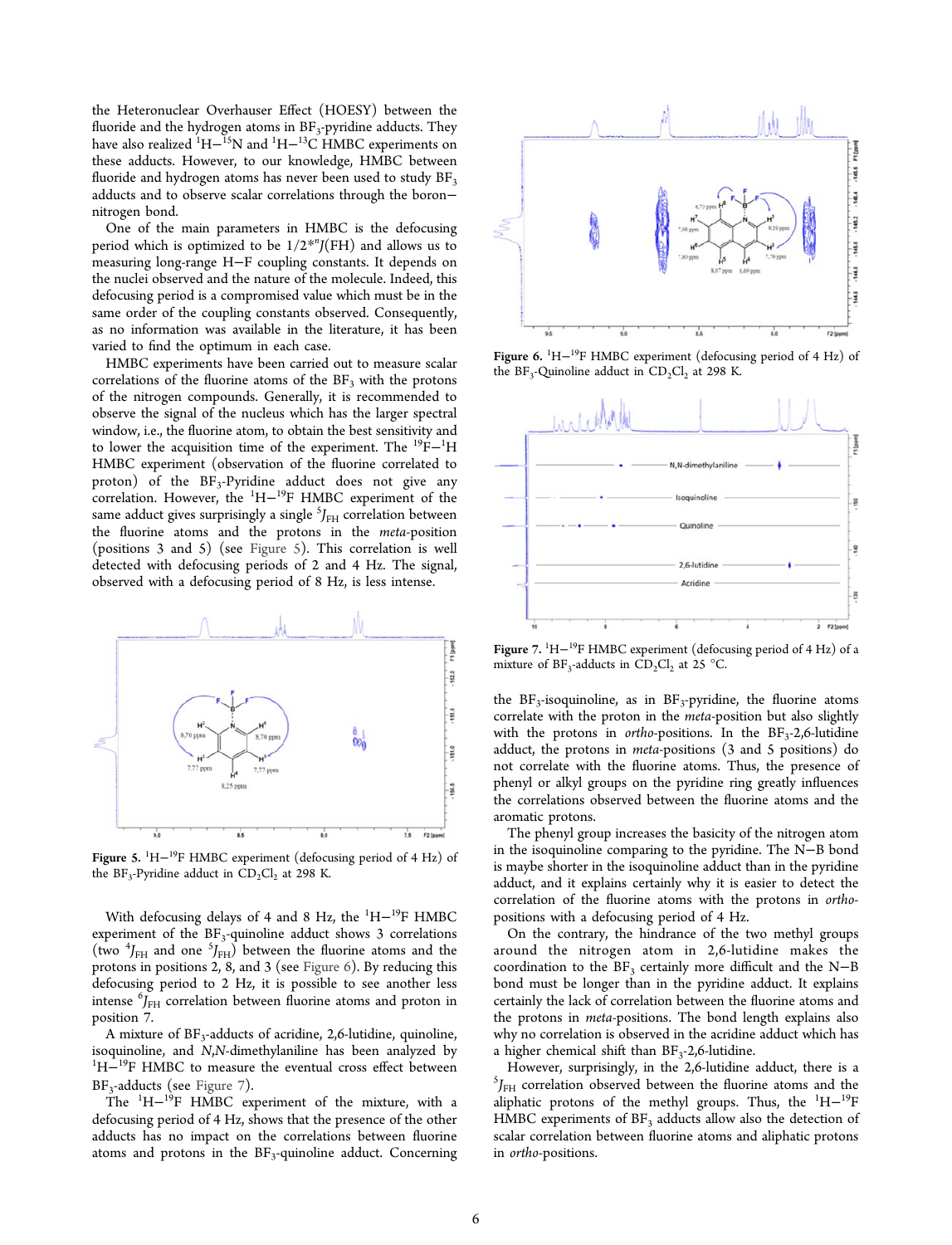the Heteronuclear Overhauser Effect (HOESY) between the fluoride and the hydrogen atoms in $BF_3$-pyridine adducts. They have also realized $^1H-^{15}N$ and $^1H-^{13}C$ HMBC experiments on these adducts. However, to our knowledge, HMBC between fluoride and hydrogen atoms has never been used to study $BF_3$ adducts and to observe scalar correlations through the boron−nitrogen bond.

One of the main parameters in HMBC is the defocusing period which is optimized to be $1/2*^{n}J(FH)$ and allows us to measuring long-range H−F coupling constants. It depends on the nuclei observed and the nature of the molecule. Indeed, this defocusing period is a compromised value which must be in the same order of the coupling constants observed. Consequently, as no information was available in the literature, it has been varied to find the optimum in each case.

HMBC experiments have been carried out to measure scalar correlations of the fluorine atoms of the $BF_3$ with the protons of the nitrogen compounds. Generally, it is recommended to observe the signal of the nucleus which has the larger spectral window, i.e., the fluorine atom, to obtain the best sensitivity and to lower the acquisition time of the experiment. The $^{19}F-^1H$ HMBC experiment (observation of the fluorine correlated to proton) of the $BF_3$-Pyridine adduct does not give any correlation. However, the $^1H-^{19}F$ HMBC experiment of the same adduct gives surprisingly a single $^5J_{FH}$ correlation between the fluorine atoms and the protons in *meta*-position (positions 3 and 5) (see Figure 5). This correlation is well detected with defocusing periods of 2 and 4 Hz. The signal, observed with a defocusing period of 8 Hz, is less intense.

**Figure 5.** $^1H-^{19}F$ HMBC experiment (defocusing period of 4 Hz) of the $BF_3$-Pyridine adduct in $CD_2Cl_2$ at 298 K.

With defocusing delays of 4 and 8 Hz, the $^1H-^{19}F$ HMBC experiment of the $BF_3$-quinoline adduct shows 3 correlations (two $^4J_{FH}$ and one $^5J_{FH}$) between the fluorine atoms and the protons in positions 2, 8, and 3 (see Figure 6). By reducing this defocusing period to 2 Hz, it is possible to see another less intense $^6J_{FH}$ correlation between fluorine atoms and proton in position 7.

A mixture of $BF_3$-adducts of acridine, 2,6-lutidine, quinoline, isoquinoline, and *N,N*-dimethylaniline has been analyzed by $^1H-^{19}F$ HMBC to measure the eventual cross effect between $BF_3$-adducts (see Figure 7).

The $^1H-^{19}F$ HMBC experiment of the mixture, with a defocusing period of 4 Hz, shows that the presence of the other adducts has no impact on the correlations between fluorine atoms and protons in the $BF_3$-quinoline adduct. Concerning the $BF_3$-isoquinoline, as in $BF_3$-pyridine, the fluorine atoms correlate with the proton in the *meta*-position but also slightly with the protons in *ortho*-positions. In the $BF_3$-2,6-lutidine adduct, the protons in *meta*-positions (3 and 5 positions) do not correlate with the fluorine atoms. Thus, the presence of phenyl or alkyl groups on the pyridine ring greatly influences the correlations observed between the fluorine atoms and the aromatic protons.

**Figure 6.** $^1H-^{19}F$ HMBC experiment (defocusing period of 4 Hz) of the $BF_3$-Quinoline adduct in $CD_2Cl_2$ at 298 K.

**Figure 7.** $^1H-^{19}F$ HMBC experiment (defocusing period of 4 Hz) of a mixture of $BF_3$-adducts in $CD_2Cl_2$ at 25 °C.

The phenyl group increases the basicity of the nitrogen atom in the isoquinoline comparing to the pyridine. The N−B bond is maybe shorter in the isoquinoline adduct than in the pyridine adduct, and it explains certainly why it is easier to detect the correlation of the fluorine atoms with the protons in *ortho*-positions with a defocusing period of 4 Hz.

On the contrary, the hindrance of the two methyl groups around the nitrogen atom in 2,6-lutidine makes the coordination to the $BF_3$ certainly more difficult and the N−B bond must be longer than in the pyridine adduct. It explains certainly the lack of correlation between the fluorine atoms and the protons in *meta*-positions. The bond length explains also why no correlation is observed in the acridine adduct which has a higher chemical shift than $BF_3$-2,6-lutidine.

However, surprisingly, in the 2,6-lutidine adduct, there is a $^5J_{FH}$ correlation observed between the fluorine atoms and the aliphatic protons of the methyl groups. Thus, the $^1H-^{19}F$ HMBC experiments of $BF_3$ adducts allow also the detection of scalar correlation between fluorine atoms and aliphatic protons in *ortho*-positions.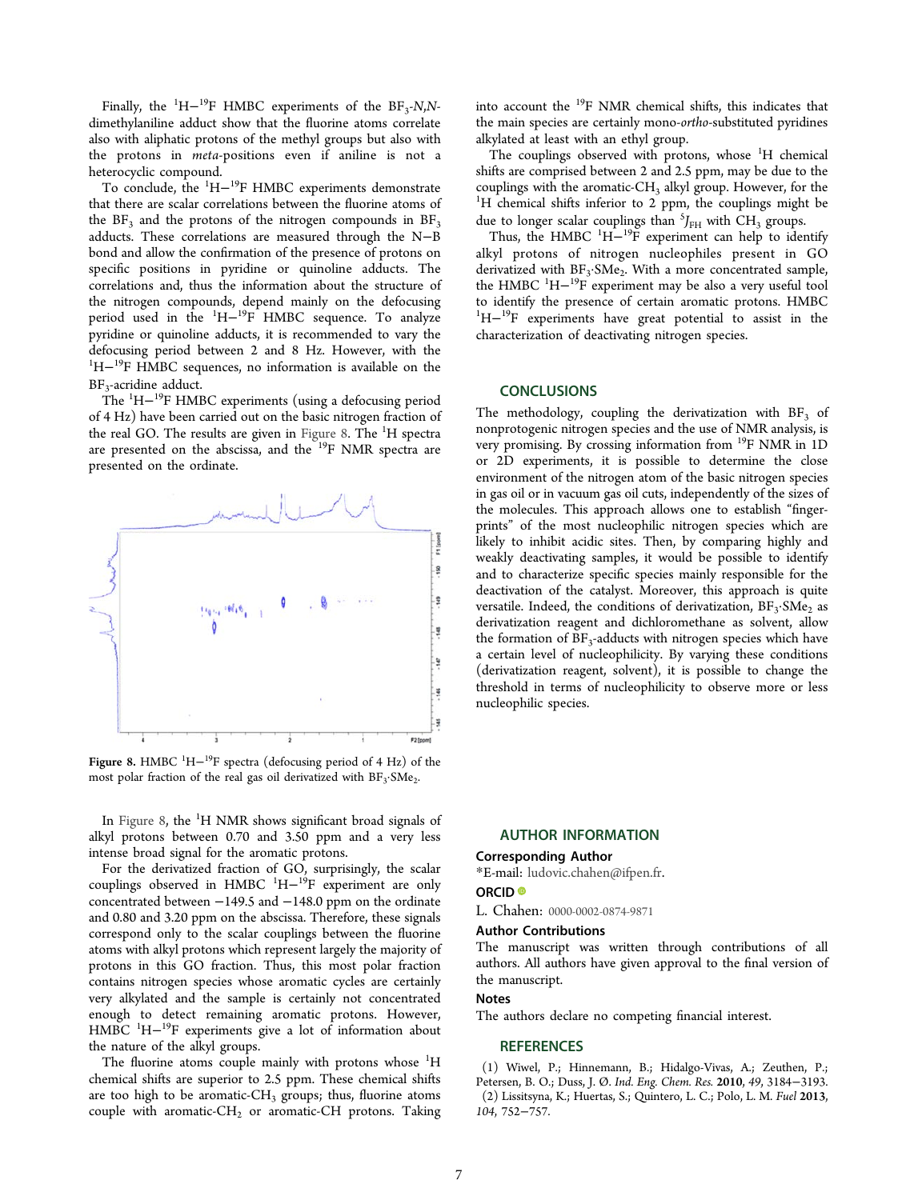Finally, the $^{1}H-^{19}F$ HMBC experiments of the $BF_3$-*N,N*-dimethylaniline adduct show that the fluorine atoms correlate also with aliphatic protons of the methyl groups but also with the protons in *meta*-positions even if aniline is not a heterocyclic compound.

To conclude, the $^{1}H-^{19}F$ HMBC experiments demonstrate that there are scalar correlations between the fluorine atoms of the $BF_3$ and the protons of the nitrogen compounds in $BF_3$ adducts. These correlations are measured through the N−B bond and allow the confirmation of the presence of protons on specific positions in pyridine or quinoline adducts. The correlations and, thus the information about the structure of the nitrogen compounds, depend mainly on the defocusing period used in the $^{1}H-^{19}F$ HMBC sequence. To analyze pyridine or quinoline adducts, it is recommended to vary the defocusing period between 2 and 8 Hz. However, with the $^{1}H-^{19}F$ HMBC sequences, no information is available on the $BF_3$-acridine adduct.

The $^{1}H-^{19}F$ HMBC experiments (using a defocusing period of 4 Hz) have been carried out on the basic nitrogen fraction of the real GO. The results are given in Figure 8. The $^{1}H$ spectra are presented on the abscissa, and the $^{19}F$ NMR spectra are presented on the ordinate.

**Figure 8.** HMBC $^{1}H-^{19}F$ spectra (defocusing period of 4 Hz) of the most polar fraction of the real gas oil derivatized with $BF_3{\cdot}SMe_2$.

In Figure 8, the $^{1}H$ NMR shows significant broad signals of alkyl protons between 0.70 and 3.50 ppm and a very less intense broad signal for the aromatic protons.

For the derivatized fraction of GO, surprisingly, the scalar couplings observed in HMBC $^{1}H-^{19}F$ experiment are only concentrated between −149.5 and −148.0 ppm on the ordinate and 0.80 and 3.20 ppm on the abscissa. Therefore, these signals correspond only to the scalar couplings between the fluorine atoms with alkyl protons which represent largely the majority of protons in this GO fraction. Thus, this most polar fraction contains nitrogen species whose aromatic cycles are certainly very alkylated and the sample is certainly not concentrated enough to detect remaining aromatic protons. However, HMBC $^{1}H-^{19}F$ experiments give a lot of information about the nature of the alkyl groups.

The fluorine atoms couple mainly with protons whose $^{1}H$ chemical shifts are superior to 2.5 ppm. These chemical shifts are too high to be aromatic-$CH_3$ groups; thus, fluorine atoms couple with aromatic-$CH_2$ or aromatic-CH protons. Taking into account the $^{19}F$ NMR chemical shifts, this indicates that the main species are certainly mono-*ortho*-substituted pyridines alkylated at least with an ethyl group.

The couplings observed with protons, whose $^{1}H$ chemical shifts are comprised between 2 and 2.5 ppm, may be due to the couplings with the aromatic-$CH_3$ alkyl group. However, for the $^{1}H$ chemical shifts inferior to 2 ppm, the couplings might be due to longer scalar couplings than $^{5}J_{FH}$ with $CH_3$ groups.

Thus, the HMBC $^{1}H-^{19}F$ experiment can help to identify alkyl protons of nitrogen nucleophiles present in GO derivatized with $BF_3{\cdot}SMe_2$. With a more concentrated sample, the HMBC $^{1}H-^{19}F$ experiment may be also a very useful tool to identify the presence of certain aromatic protons. HMBC $^{1}H-^{19}F$ experiments have great potential to assist in the characterization of deactivating nitrogen species.

## CONCLUSIONS

The methodology, coupling the derivatization with $BF_3$ of nonprotogenic nitrogen species and the use of NMR analysis, is very promising. By crossing information from $^{19}F$ NMR in 1D or 2D experiments, it is possible to determine the close environment of the nitrogen atom of the basic nitrogen species in gas oil or in vacuum gas oil cuts, independently of the sizes of the molecules. This approach allows one to establish "fingerprints" of the most nucleophilic nitrogen species which are likely to inhibit acidic sites. Then, by comparing highly and weakly deactivating samples, it would be possible to identify and to characterize specific species mainly responsible for the deactivation of the catalyst. Moreover, this approach is quite versatile. Indeed, the conditions of derivatization, $BF_3{\cdot}SMe_2$ as derivatization reagent and dichloromethane as solvent, allow the formation of $BF_3$-adducts with nitrogen species which have a certain level of nucleophilicity. By varying these conditions (derivatization reagent, solvent), it is possible to change the threshold in terms of nucleophilicity to observe more or less nucleophilic species.

## AUTHOR INFORMATION

### Corresponding Author

*E-mail: ludovic.chahen@ifpen.fr.

### ORCID

L. Chahen: 0000-0002-0874-9871

### Author Contributions

The manuscript was written through contributions of all authors. All authors have given approval to the final version of the manuscript.

### Notes

The authors declare no competing financial interest.

## REFERENCES

(1) Wiwel, P.; Hinnemann, B.; Hidalgo-Vivas, A.; Zeuthen, P.; Petersen, B. O.; Duss, J. Ø. *Ind. Eng. Chem. Res.* **2010**, *49*, 3184−3193.

(2) Lissitsyna, K.; Huertas, S.; Quintero, L. C.; Polo, L. M. *Fuel* **2013**, *104*, 752−757.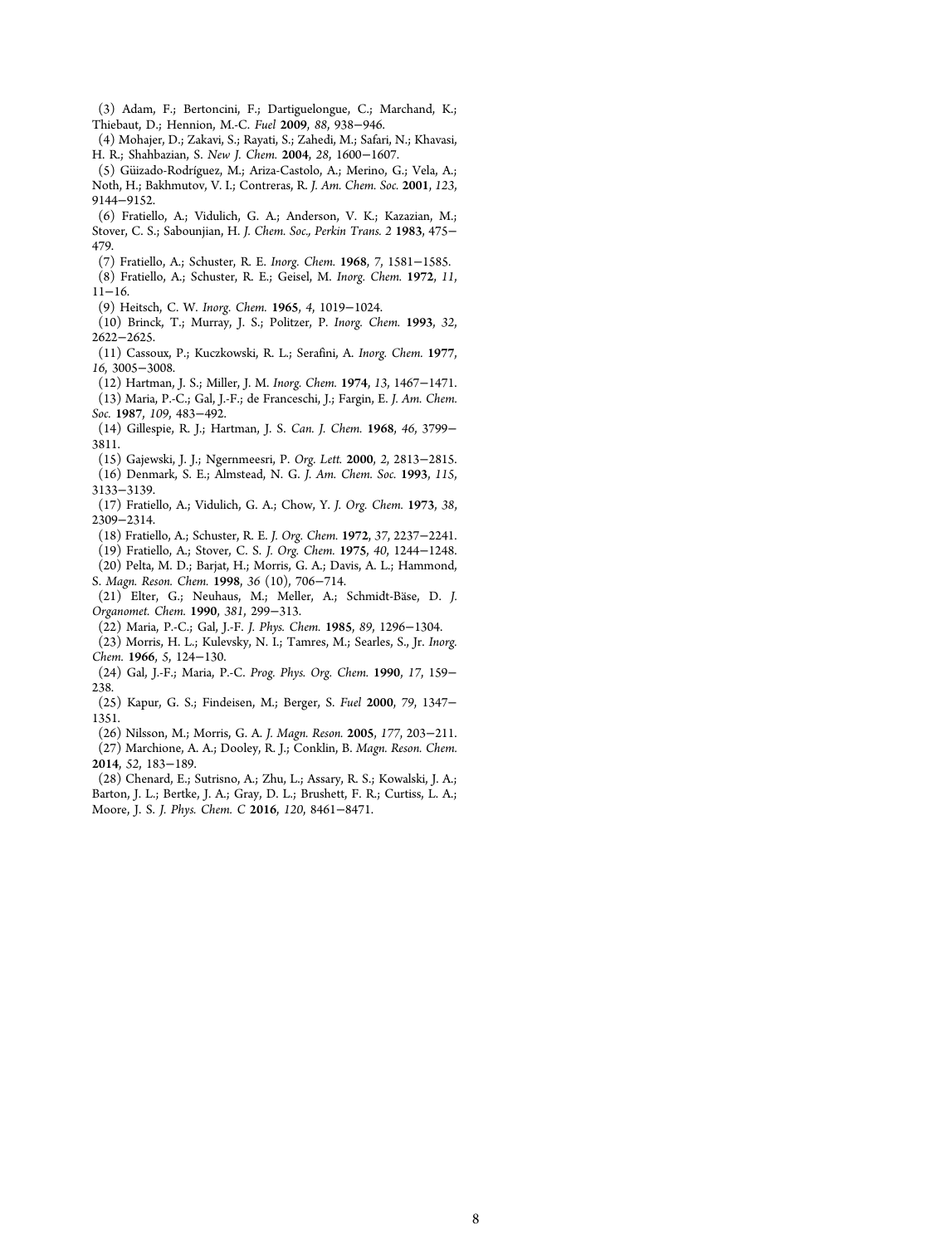(3) Adam, F.; Bertoncini, F.; Dartiguelongue, C.; Marchand, K.; Thiebaut, D.; Hennion, M.-C. *Fuel* **2009**, *88*, 938−946.

(4) Mohajer, D.; Zakavi, S.; Rayati, S.; Zahedi, M.; Safari, N.; Khavasi, H. R.; Shahbazian, S. *New J. Chem.* **2004**, *28*, 1600−1607.

(5) Güizado-Rodríguez, M.; Ariza-Castolo, A.; Merino, G.; Vela, A.; Noth, H.; Bakhmutov, V. I.; Contreras, R. *J. Am. Chem. Soc.* **2001**, *123*, 9144−9152.

(6) Fratiello, A.; Vidulich, G. A.; Anderson, V. K.; Kazazian, M.; Stover, C. S.; Sabounjian, H. *J. Chem. Soc., Perkin Trans. 2* **1983**, 475−479.

(7) Fratiello, A.; Schuster, R. E. *Inorg. Chem.* **1968**, *7*, 1581−1585.

(8) Fratiello, A.; Schuster, R. E.; Geisel, M. *Inorg. Chem.* **1972**, *11*, 11−16.

(9) Heitsch, C. W. *Inorg. Chem.* **1965**, *4*, 1019−1024.

(10) Brinck, T.; Murray, J. S.; Politzer, P. *Inorg. Chem.* **1993**, *32*, 2622−2625.

(11) Cassoux, P.; Kuczkowski, R. L.; Serafini, A. *Inorg. Chem.* **1977**, *16*, 3005−3008.

(12) Hartman, J. S.; Miller, J. M. *Inorg. Chem.* **1974**, *13*, 1467−1471.

(13) Maria, P.-C.; Gal, J.-F.; de Franceschi, J.; Fargin, E. *J. Am. Chem. Soc.* **1987**, *109*, 483−492.

(14) Gillespie, R. J.; Hartman, J. S. *Can. J. Chem.* **1968**, *46*, 3799−3811.

(15) Gajewski, J. J.; Ngernmeesri, P. *Org. Lett.* **2000**, *2*, 2813−2815.

(16) Denmark, S. E.; Almstead, N. G. *J. Am. Chem. Soc.* **1993**, *115*, 3133−3139.

(17) Fratiello, A.; Vidulich, G. A.; Chow, Y. *J. Org. Chem.* **1973**, *38*, 2309−2314.

(18) Fratiello, A.; Schuster, R. E. *J. Org. Chem.* **1972**, *37*, 2237−2241.

(19) Fratiello, A.; Stover, C. S. *J. Org. Chem.* **1975**, *40*, 1244−1248.

(20) Pelta, M. D.; Barjat, H.; Morris, G. A.; Davis, A. L.; Hammond, S. *Magn. Reson. Chem.* **1998**, *36* (10), 706−714.

(21) Elter, G.; Neuhaus, M.; Meller, A.; Schmidt-Bäse, D. *J. Organomet. Chem.* **1990**, *381*, 299−313.

(22) Maria, P.-C.; Gal, J.-F. *J. Phys. Chem.* **1985**, *89*, 1296−1304.

(23) Morris, H. L.; Kulevsky, N. I.; Tamres, M.; Searles, S., Jr. *Inorg. Chem.* **1966**, *5*, 124−130.

(24) Gal, J.-F.; Maria, P.-C. *Prog. Phys. Org. Chem.* **1990**, *17*, 159−238.

(25) Kapur, G. S.; Findeisen, M.; Berger, S. *Fuel* **2000**, *79*, 1347−1351.

(26) Nilsson, M.; Morris, G. A. *J. Magn. Reson.* **2005**, *177*, 203−211.

(27) Marchione, A. A.; Dooley, R. J.; Conklin, B. *Magn. Reson. Chem.* **2014**, *52*, 183−189.

(28) Chenard, E.; Sutrisno, A.; Zhu, L.; Assary, R. S.; Kowalski, J. A.; Barton, J. L.; Bertke, J. A.; Gray, D. L.; Brushett, F. R.; Curtiss, L. A.; Moore, J. S. *J. Phys. Chem. C* **2016**, *120*, 8461−8471.